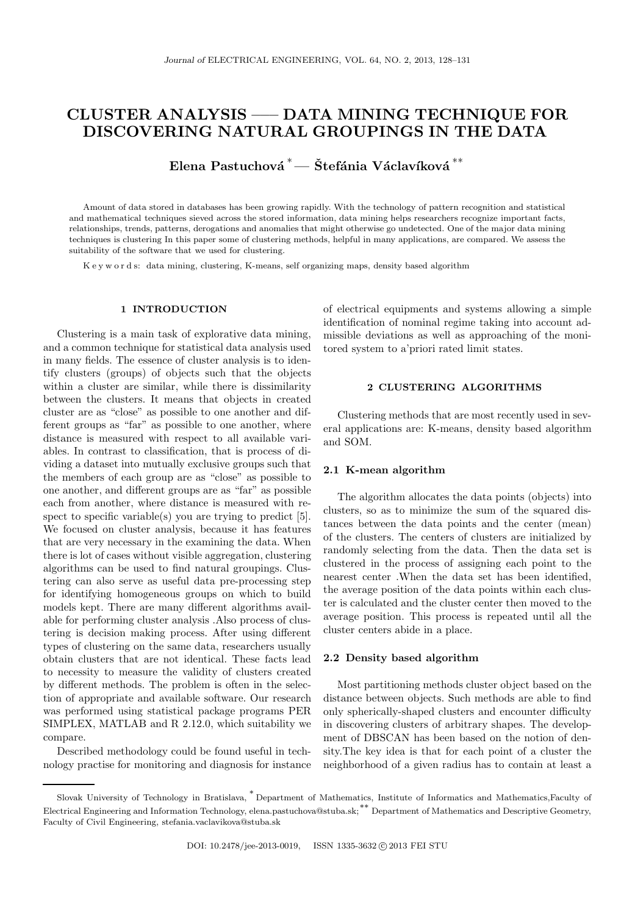# CLUSTER ANALYSIS — DATA MINING TECHNIQUE FOR DISCOVERING NATURAL GROUPINGS IN THE DATA

**Elena Pastuchová [*] — Štefánia Václavíková [**]**

Amount of data stored in databases has been growing rapidly. With the technology of pattern recognition and statistical and mathematical techniques sieved across the stored information, data mining helps researchers recognize important facts, relationships, trends, patterns, derogations and anomalies that might otherwise go undetected. One of the major data mining techniques is clustering In this paper some of clustering methods, helpful in many applications, are compared. We assess the suitability of the software that we used for clustering.

K e y w o r d s: data mining, clustering, K-means, self organizing maps, density based algorithm

## 1 INTRODUCTION

Clustering is a main task of explorative data mining, and a common technique for statistical data analysis used in many fields. The essence of cluster analysis is to identify clusters (groups) of objects such that the objects within a cluster are similar, while there is dissimilarity between the clusters. It means that objects in created cluster are as "close" as possible to one another and different groups as "far" as possible to one another, where distance is measured with respect to all available variables. In contrast to classification, that is process of dividing a dataset into mutually exclusive groups such that the members of each group are as "close" as possible to one another, and different groups are as "far" as possible each from another, where distance is measured with respect to specific variable(s) you are trying to predict [5]. We focused on cluster analysis, because it has features that are very necessary in the examining the data. When there is lot of cases without visible aggregation, clustering algorithms can be used to find natural groupings. Clustering can also serve as useful data pre-processing step for identifying homogeneous groups on which to build models kept. There are many different algorithms available for performing cluster analysis .Also process of clustering is decision making process. After using different types of clustering on the same data, researchers usually obtain clusters that are not identical. These facts lead to necessity to measure the validity of clusters created by different methods. The problem is often in the selection of appropriate and available software. Our research was performed using statistical package programs PER SIMPLEX, MATLAB and R 2.12.0, which suitability we compare.

Described methodology could be found useful in technology practise for monitoring and diagnosis for instance of electrical equipments and systems allowing a simple identification of nominal regime taking into account admissible deviations as well as approaching of the monitored system to a'priori rated limit states.

## 2 CLUSTERING ALGORITHMS

Clustering methods that are most recently used in several applications are: K-means, density based algorithm and SOM.

### 2.1 K-mean algorithm

The algorithm allocates the data points (objects) into clusters, so as to minimize the sum of the squared distances between the data points and the center (mean) of the clusters. The centers of clusters are initialized by randomly selecting from the data. Then the data set is clustered in the process of assigning each point to the nearest center .When the data set has been identified, the average position of the data points within each cluster is calculated and the cluster center then moved to the average position. This process is repeated until all the cluster centers abide in a place.

### 2.2 Density based algorithm

Most partitioning methods cluster object based on the distance between objects. Such methods are able to find only spherically-shaped clusters and encounter difficulty in discovering clusters of arbitrary shapes. The development of DBSCAN has been based on the notion of density.The key idea is that for each point of a cluster the neighborhood of a given radius has to contain at least a

---

Slovak University of Technology in Bratislava, [*] Department of Mathematics, Institute of Informatics and Mathematics,Faculty of Electrical Engineering and Information Technology, elena.pastuchova@stuba.sk; [**] Department of Mathematics and Descriptive Geometry, Faculty of Civil Engineering, stefania.vaclavikova@stuba.sk

DOI: 10.2478/jee-2013-0019, ISSN 1335-3632 © 2013 FEI STU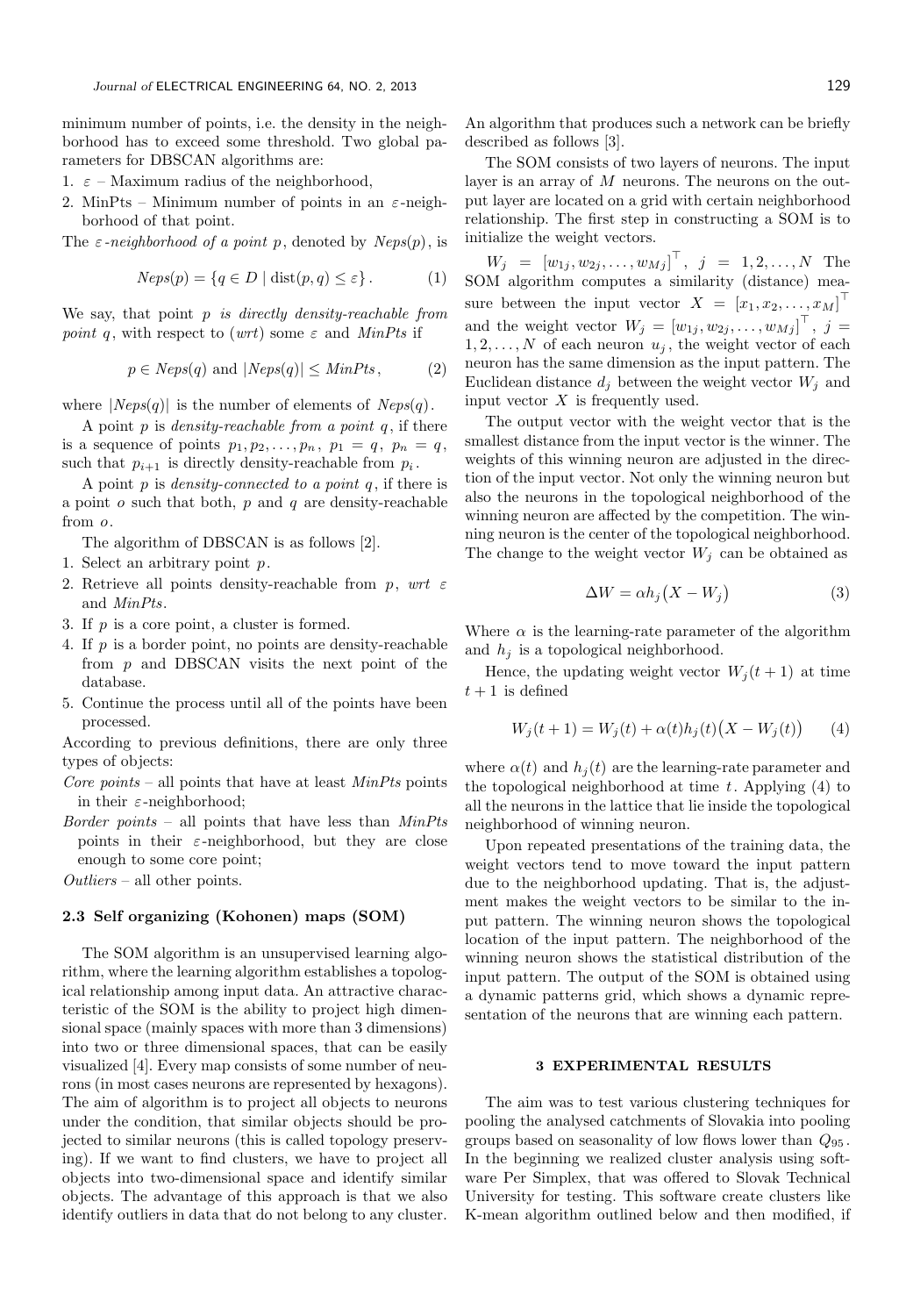minimum number of points, i.e. the density in the neighborhood has to exceed some threshold. Two global parameters for DBSCAN algorithms are:

1. $\varepsilon$ – Maximum radius of the neighborhood,
2. MinPts – Minimum number of points in an $\varepsilon$-neighborhood of that point.

The *$\varepsilon$-neighborhood of a point p*, denoted by $Neps(p)$, is

$$Neps(p) = \{q \in D \mid \mathrm{dist}(p,q) \leq \varepsilon\}. \tag{1}$$

We say, that point $p$ *is directly density-reachable from point* $q$, with respect to (*wrt*) some $\varepsilon$ and *MinPts* if

$$p \in Neps(q) \text{ and } |Neps(q)| \leq MinPts, \tag{2}$$

where $|Neps(q)|$ is the number of elements of $Neps(q)$.

A point $p$ is *density-reachable from a point* $q$, if there is a sequence of points $p_1, p_2, \ldots, p_n$, $p_1 = q$, $p_n = q$, such that $p_{i+1}$ is directly density-reachable from $p_i$.

A point $p$ is *density-connected to a point* $q$, if there is a point $o$ such that both, $p$ and $q$ are density-reachable from $o$.

The algorithm of DBSCAN is as follows [2].

1. Select an arbitrary point $p$.
2. Retrieve all points density-reachable from $p$, *wrt* $\varepsilon$ and *MinPts*.
3. If $p$ is a core point, a cluster is formed.
4. If $p$ is a border point, no points are density-reachable from $p$ and DBSCAN visits the next point of the database.
5. Continue the process until all of the points have been processed.

According to previous definitions, there are only three types of objects:

*Core points* – all points that have at least *MinPts* points in their $\varepsilon$-neighborhood;

*Border points* – all points that have less than *MinPts* points in their $\varepsilon$-neighborhood, but they are close enough to some core point;

*Outliers* – all other points.

### 2.3 Self organizing (Kohonen) maps (SOM)

The SOM algorithm is an unsupervised learning algorithm, where the learning algorithm establishes a topological relationship among input data. An attractive characteristic of the SOM is the ability to project high dimensional space (mainly spaces with more than 3 dimensions) into two or three dimensional spaces, that can be easily visualized [4]. Every map consists of some number of neurons (in most cases neurons are represented by hexagons). The aim of algorithm is to project all objects to neurons under the condition, that similar objects should be projected to similar neurons (this is called topology preserving). If we want to find clusters, we have to project all objects into two-dimensional space and identify similar objects. The advantage of this approach is that we also identify outliers in data that do not belong to any cluster.

An algorithm that produces such a network can be briefly described as follows [3].

The SOM consists of two layers of neurons. The input layer is an array of $M$ neurons. The neurons on the output layer are located on a grid with certain neighborhood relationship. The first step in constructing a SOM is to initialize the weight vectors.

$W_j = [w_{1j}, w_{2j}, \ldots, w_{Mj}]^\top$, $j = 1, 2, \ldots, N$ The SOM algorithm computes a similarity (distance) measure between the input vector $X = [x_1, x_2, \ldots, x_M]^\top$ and the weight vector $W_j = [w_{1j}, w_{2j}, \ldots, w_{Mj}]^\top$, $j = 1, 2, \ldots, N$ of each neuron $u_j$, the weight vector of each neuron has the same dimension as the input pattern. The Euclidean distance $d_j$ between the weight vector $W_j$ and input vector $X$ is frequently used.

The output vector with the weight vector that is the smallest distance from the input vector is the winner. The weights of this winning neuron are adjusted in the direction of the input vector. Not only the winning neuron but also the neurons in the topological neighborhood of the winning neuron are affected by the competition. The winning neuron is the center of the topological neighborhood. The change to the weight vector $W_j$ can be obtained as

$$\Delta W = \alpha h_j \big(X - W_j\big) \tag{3}$$

Where $\alpha$ is the learning-rate parameter of the algorithm and $h_j$ is a topological neighborhood.

Hence, the updating weight vector $W_j(t+1)$ at time $t+1$ is defined

$$W_j(t+1) = W_j(t) + \alpha(t) h_j(t) \big(X - W_j(t)\big) \tag{4}$$

where $\alpha(t)$ and $h_j(t)$ are the learning-rate parameter and the topological neighborhood at time $t$. Applying (4) to all the neurons in the lattice that lie inside the topological neighborhood of winning neuron.

Upon repeated presentations of the training data, the weight vectors tend to move toward the input pattern due to the neighborhood updating. That is, the adjustment makes the weight vectors to be similar to the input pattern. The winning neuron shows the topological location of the input pattern. The neighborhood of the winning neuron shows the statistical distribution of the input pattern. The output of the SOM is obtained using a dynamic patterns grid, which shows a dynamic representation of the neurons that are winning each pattern.

## 3 EXPERIMENTAL RESULTS

The aim was to test various clustering techniques for pooling the analysed catchments of Slovakia into pooling groups based on seasonality of low flows lower than $Q_{95}$. In the beginning we realized cluster analysis using software Per Simplex, that was offered to Slovak Technical University for testing. This software create clusters like K-mean algorithm outlined below and then modified, if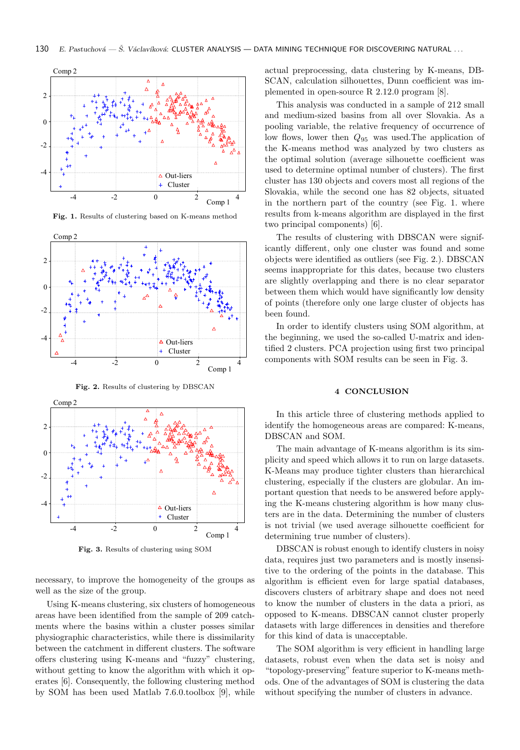Fig. 1. Results of clustering based on K-means method

Fig. 2. Results of clustering by DBSCAN

Fig. 3. Results of clustering using SOM

necessary, to improve the homogeneity of the groups as well as the size of the group.

Using K-means clustering, six clusters of homogeneous areas have been identified from the sample of 209 catchments where the basins within a cluster posses similar physiographic characteristics, while there is dissimilarity between the catchment in different clusters. The software offers clustering using K-means and "fuzzy" clustering, without getting to know the algorithm with which it operates [6]. Consequently, the following clustering method by SOM has been used Matlab 7.6.0.toolbox [9], while actual preprocessing, data clustering by K-means, DBSCAN, calculation silhouettes, Dunn coefficient was implemented in open-source R 2.12.0 program [8].

This analysis was conducted in a sample of 212 small and medium-sized basins from all over Slovakia. As a pooling variable, the relative frequency of occurrence of low flows, lower then $Q_{95}$ was used.The application of the K-means method was analyzed by two clusters as the optimal solution (average silhouette coefficient was used to determine optimal number of clusters). The first cluster has 130 objects and covers most all regions of the Slovakia, while the second one has 82 objects, situated in the northern part of the country (see Fig. 1. where results from k-means algorithm are displayed in the first two principal components) [6].

The results of clustering with DBSCAN were significantly different, only one cluster was found and some objects were identified as outliers (see Fig. 2.). DBSCAN seems inappropriate for this dates, because two clusters are slightly overlapping and there is no clear separator between them which would have significantly low density of points (therefore only one large cluster of objects has been found.

In order to identify clusters using SOM algorithm, at the beginning, we used the so-called U-matrix and identified 2 clusters. PCA projection using first two principal components with SOM results can be seen in Fig. 3.

## 4 CONCLUSION

In this article three of clustering methods applied to identify the homogeneous areas are compared: K-means, DBSCAN and SOM.

The main advantage of K-means algorithm is its simplicity and speed which allows it to run on large datasets. K-Means may produce tighter clusters than hierarchical clustering, especially if the clusters are globular. An important question that needs to be answered before applying the K-means clustering algorithm is how many clusters are in the data. Determining the number of clusters is not trivial (we used average silhouette coefficient for determining true number of clusters).

DBSCAN is robust enough to identify clusters in noisy data, requires just two parameters and is mostly insensitive to the ordering of the points in the database. This algorithm is efficient even for large spatial databases, discovers clusters of arbitrary shape and does not need to know the number of clusters in the data a priori, as opposed to K-means. DBSCAN cannot cluster properly datasets with large differences in densities and therefore for this kind of data is unacceptable.

The SOM algorithm is very efficient in handling large datasets, robust even when the data set is noisy and "topology-preserving" feature superior to K-means methods. One of the advantages of SOM is clustering the data without specifying the number of clusters in advance.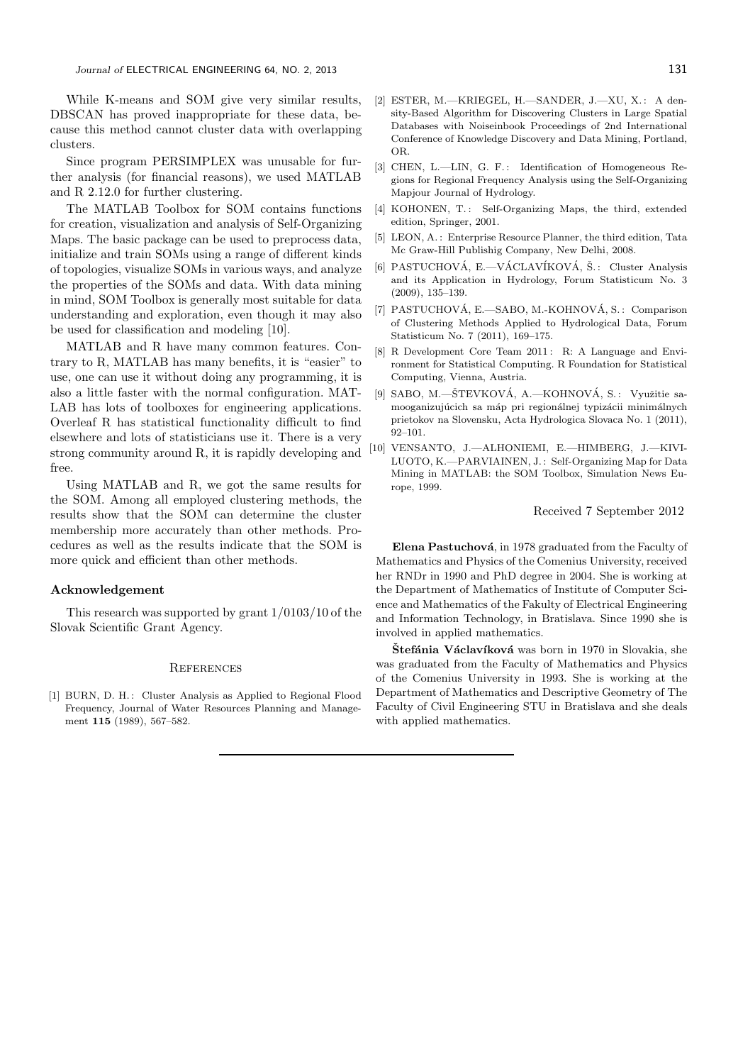While K-means and SOM give very similar results, DBSCAN has proved inappropriate for these data, because this method cannot cluster data with overlapping clusters.

Since program PERSIMPLEX was unusable for further analysis (for financial reasons), we used MATLAB and R 2.12.0 for further clustering.

The MATLAB Toolbox for SOM contains functions for creation, visualization and analysis of Self-Organizing Maps. The basic package can be used to preprocess data, initialize and train SOMs using a range of different kinds of topologies, visualize SOMs in various ways, and analyze the properties of the SOMs and data. With data mining in mind, SOM Toolbox is generally most suitable for data understanding and exploration, even though it may also be used for classification and modeling [10].

MATLAB and R have many common features. Contrary to R, MATLAB has many benefits, it is "easier" to use, one can use it without doing any programming, it is also a little faster with the normal configuration. MATLAB has lots of toolboxes for engineering applications. Overleaf R has statistical functionality difficult to find elsewhere and lots of statisticians use it. There is a very strong community around R, it is rapidly developing and free.

Using MATLAB and R, we got the same results for the SOM. Among all employed clustering methods, the results show that the SOM can determine the cluster membership more accurately than other methods. Procedures as well as the results indicate that the SOM is more quick and efficient than other methods.

### Acknowledgement

This research was supported by grant 1/0103/10 of the Slovak Scientific Grant Agency.

### References

[1] BURN, D. H.: Cluster Analysis as Applied to Regional Flood Frequency, Journal of Water Resources Planning and Management **115** (1989), 567–582.

[2] ESTER, M.—KRIEGEL, H.—SANDER, J.—XU, X.: A density-Based Algorithm for Discovering Clusters in Large Spatial Databases with Noiseinbook Proceedings of 2nd International Conference of Knowledge Discovery and Data Mining, Portland, OR.

[3] CHEN, L.—LIN, G. F.: Identification of Homogeneous Regions for Regional Frequency Analysis using the Self-Organizing Mapjour Journal of Hydrology.

[4] KOHONEN, T.: Self-Organizing Maps, the third, extended edition, Springer, 2001.

[5] LEON, A.: Enterprise Resource Planner, the third edition, Tata Mc Graw-Hill Publishig Company, New Delhi, 2008.

[6] PASTUCHOVÁ, E.—VÁCLAVÍKOVÁ, Š.: Cluster Analysis and its Application in Hydrology, Forum Statisticum No. 3 (2009), 135–139.

[7] PASTUCHOVÁ, E.—SABO, M.-KOHNOVÁ, S.: Comparison of Clustering Methods Applied to Hydrological Data, Forum Statisticum No. 7 (2011), 169–175.

[8] R Development Core Team 2011: R: A Language and Environment for Statistical Computing. R Foundation for Statistical Computing, Vienna, Austria.

[9] SABO, M.—ŠTEVKOVÁ, A.—KOHNOVÁ, S.: Využitie samooganizujúcich sa máp pri regionálnej typizácii minimálnych prietokov na Slovensku, Acta Hydrologica Slovaca No. 1 (2011), 92–101.

[10] VENSANTO, J.—ALHONIEMI, E.—HIMBERG, J.—KIVILUOTO, K.—PARVIAINEN, J.: Self-Organizing Map for Data Mining in MATLAB: the SOM Toolbox, Simulation News Europe, 1999.

Received 7 September 2012

**Elena Pastuchová**, in 1978 graduated from the Faculty of Mathematics and Physics of the Comenius University, received her RNDr in 1990 and PhD degree in 2004. She is working at the Department of Mathematics of Institute of Computer Science and Mathematics of the Fakulty of Electrical Engineering and Information Technology, in Bratislava. Since 1990 she is involved in applied mathematics.

**Štefánia Václavíková** was born in 1970 in Slovakia, she was graduated from the Faculty of Mathematics and Physics of the Comenius University in 1993. She is working at the Department of Mathematics and Descriptive Geometry of The Faculty of Civil Engineering STU in Bratislava and she deals with applied mathematics.